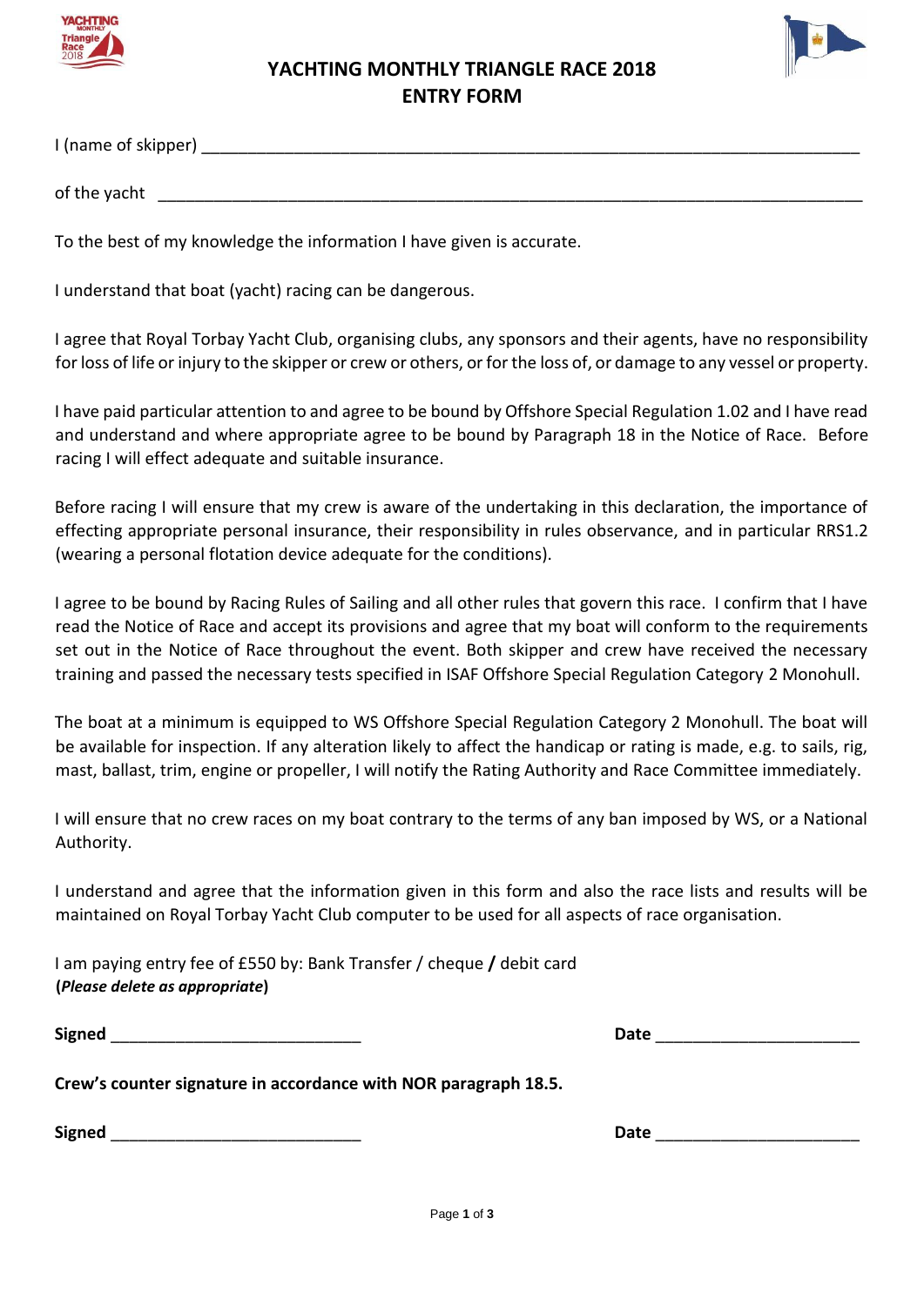# YACHTING MONTHLY TRIANGLE RACE 2018
# ENTRY FORM

I (name of skipper) ___________________________________________________________________________

of the yacht ___________________________________________________________________________

To the best of my knowledge the information I have given is accurate.

I understand that boat (yacht) racing can be dangerous.

I agree that Royal Torbay Yacht Club, organising clubs, any sponsors and their agents, have no responsibility for loss of life or injury to the skipper or crew or others, or for the loss of, or damage to any vessel or property.

I have paid particular attention to and agree to be bound by Offshore Special Regulation 1.02 and I have read and understand and where appropriate agree to be bound by Paragraph 18 in the Notice of Race. Before racing I will effect adequate and suitable insurance.

Before racing I will ensure that my crew is aware of the undertaking in this declaration, the importance of effecting appropriate personal insurance, their responsibility in rules observance, and in particular RRS1.2 (wearing a personal flotation device adequate for the conditions).

I agree to be bound by Racing Rules of Sailing and all other rules that govern this race. I confirm that I have read the Notice of Race and accept its provisions and agree that my boat will conform to the requirements set out in the Notice of Race throughout the event. Both skipper and crew have received the necessary training and passed the necessary tests specified in ISAF Offshore Special Regulation Category 2 Monohull.

The boat at a minimum is equipped to WS Offshore Special Regulation Category 2 Monohull. The boat will be available for inspection. If any alteration likely to affect the handicap or rating is made, e.g. to sails, rig, mast, ballast, trim, engine or propeller, I will notify the Rating Authority and Race Committee immediately.

I will ensure that no crew races on my boat contrary to the terms of any ban imposed by WS, or a National Authority.

I understand and agree that the information given in this form and also the race lists and results will be maintained on Royal Torbay Yacht Club computer to be used for all aspects of race organisation.

I am paying entry fee of £550 by: Bank Transfer / cheque **/** debit card
**(*Please delete as appropriate*)**

**Signed** ___________________________ **Date** ______________________

**Crew's counter signature in accordance with NOR paragraph 18.5.**

**Signed** ___________________________ **Date** ______________________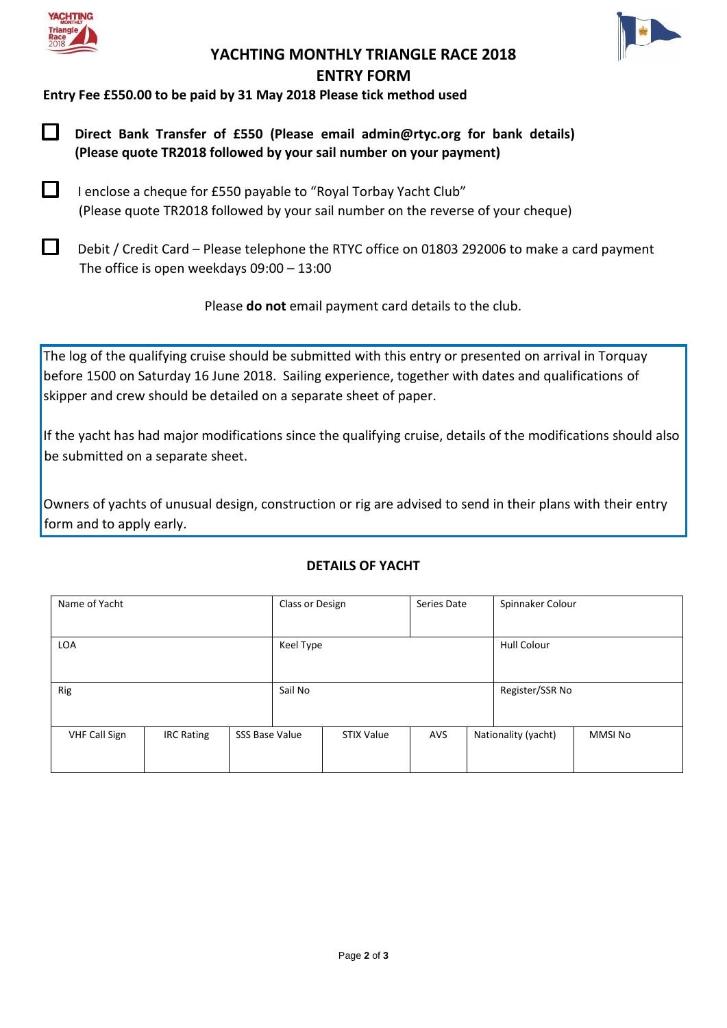# YACHTING MONTHLY TRIANGLE RACE 2018

## ENTRY FORM

**Entry Fee £550.00 to be paid by 31 May 2018 Please tick method used**

☐ **Direct Bank Transfer of £550 (Please email admin@rtyc.org for bank details) (Please quote TR2018 followed by your sail number on your payment)**

☐ I enclose a cheque for £550 payable to "Royal Torbay Yacht Club"
(Please quote TR2018 followed by your sail number on the reverse of your cheque)

☐ Debit / Credit Card – Please telephone the RTYC office on 01803 292006 to make a card payment
The office is open weekdays 09:00 – 13:00

Please **do not** email payment card details to the club.

The log of the qualifying cruise should be submitted with this entry or presented on arrival in Torquay before 1500 on Saturday 16 June 2018. Sailing experience, together with dates and qualifications of skipper and crew should be detailed on a separate sheet of paper.

If the yacht has had major modifications since the qualifying cruise, details of the modifications should also be submitted on a separate sheet.

Owners of yachts of unusual design, construction or rig are advised to send in their plans with their entry form and to apply early.

### DETAILS OF YACHT

| Name of Yacht | | | Class or Design | | Series Date | | Spinnaker Colour | |
|---|---|---|---|---|---|---|---|---|
| LOA | | | Keel Type | | | | Hull Colour | |
| Rig | | | Sail No | | | | Register/SSR No | |
| VHF Call Sign | IRC Rating | SSS Base Value | | STIX Value | AVS | Nationality (yacht) | | MMSI No |
| | | | | | | | | |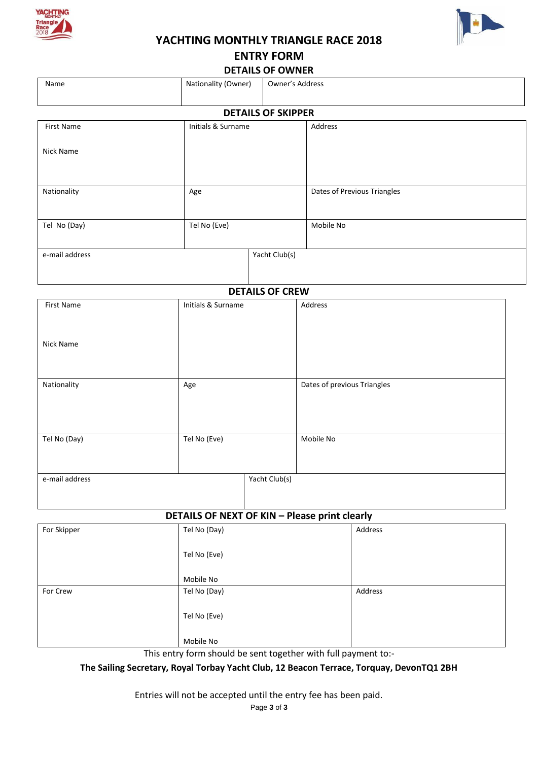# YACHTING MONTHLY TRIANGLE RACE 2018

## ENTRY FORM

### DETAILS OF OWNER

| | | |
|---|---|---|
| Name | Nationality (Owner) | Owner's Address |

### DETAILS OF SKIPPER

| | | | |
|---|---|---|---|
| First Name<br><br>Nick Name | Initials & Surname | | Address |
| Nationality | Age | | Dates of Previous Triangles |
| Tel No (Day) | Tel No (Eve) | | Mobile No |
| e-mail address | | Yacht Club(s) | |

### DETAILS OF CREW

| | | | |
|---|---|---|---|
| First Name<br><br>Nick Name | Initials & Surname | | Address |
| Nationality | Age | | Dates of previous Triangles |
| Tel No (Day) | Tel No (Eve) | | Mobile No |
| e-mail address | | Yacht Club(s) | |

### DETAILS OF NEXT OF KIN – Please print clearly

| | | |
|---|---|---|
| For Skipper | Tel No (Day)<br><br>Tel No (Eve)<br><br>Mobile No | Address |
| For Crew | Tel No (Day)<br><br>Tel No (Eve)<br><br>Mobile No | Address |

This entry form should be sent together with full payment to:-

**The Sailing Secretary, Royal Torbay Yacht Club, 12 Beacon Terrace, Torquay, DevonTQ1 2BH**

Entries will not be accepted until the entry fee has been paid.